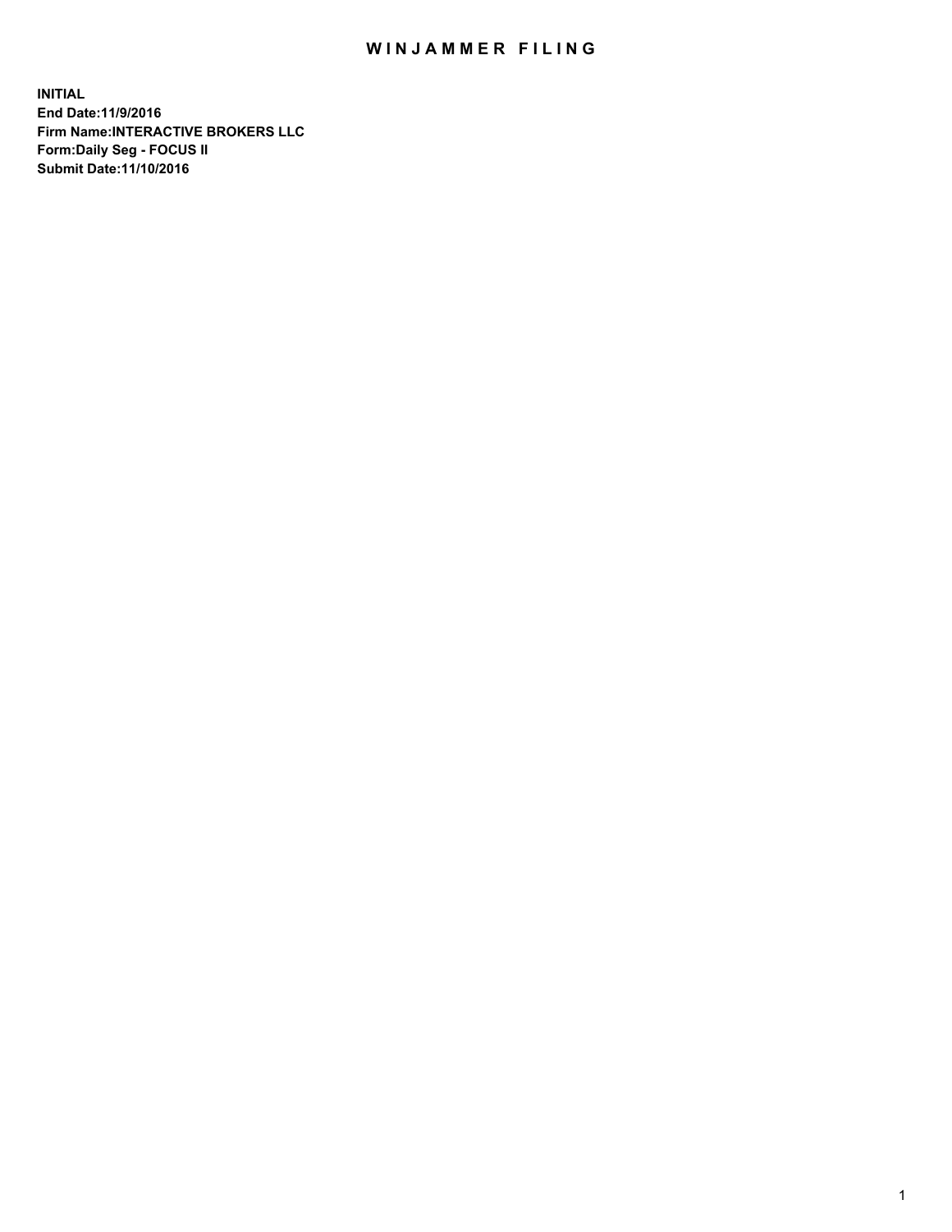# WINJAMMER FILING

**INITIAL**
**End Date:11/9/2016**
**Firm Name:INTERACTIVE BROKERS LLC**
**Form:Daily Seg - FOCUS II**
**Submit Date:11/10/2016**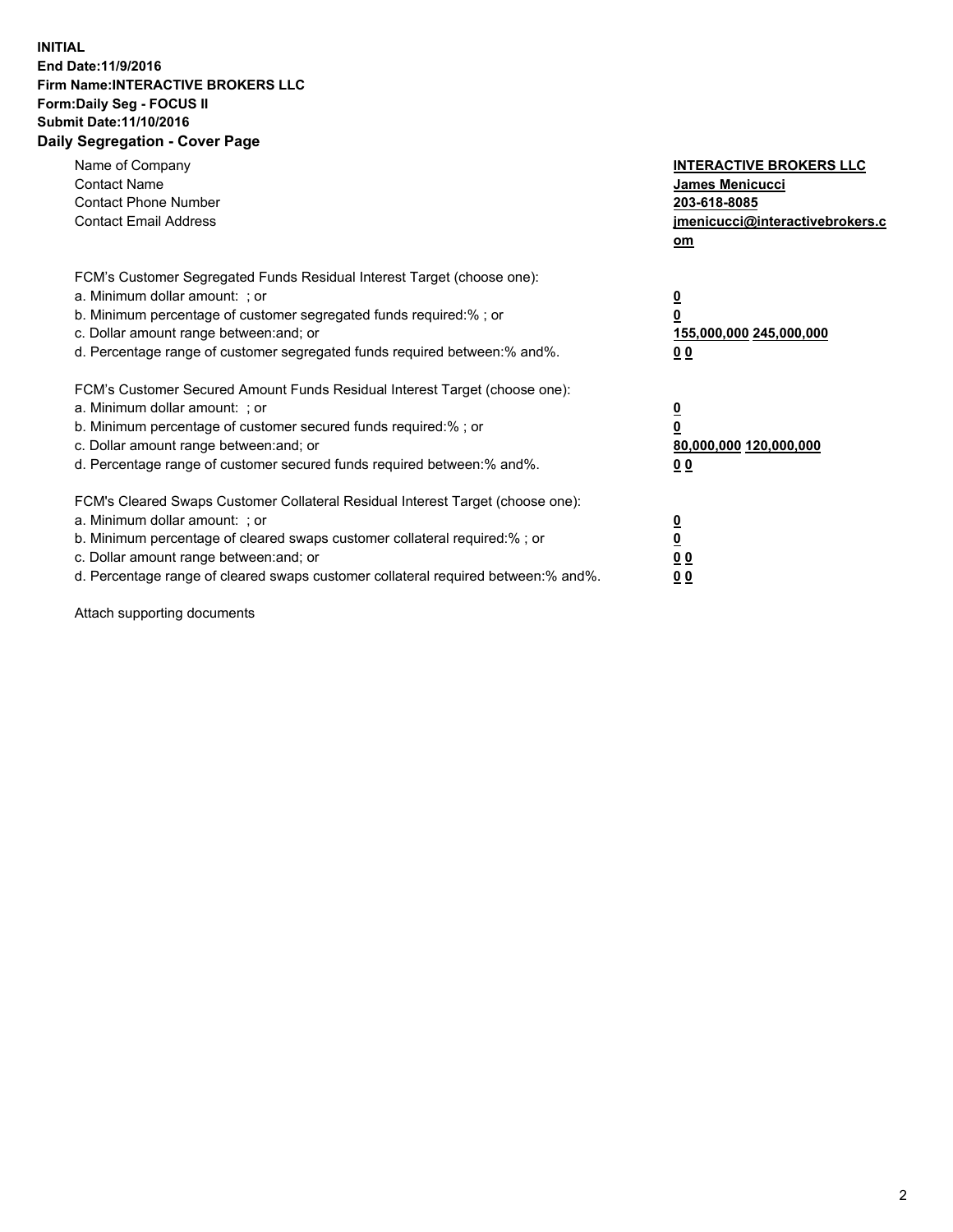**INITIAL**
**End Date:11/9/2016**
**Firm Name:INTERACTIVE BROKERS LLC**
**Form:Daily Seg - FOCUS II**
**Submit Date:11/10/2016**

## Daily Segregation - Cover Page

| | |
|---|---|
| Name of Company | **INTERACTIVE BROKERS LLC** |
| Contact Name | **James Menicucci** |
| Contact Phone Number | **203-618-8085** |
| Contact Email Address | **jmenicucci@interactivebrokers.com** |

FCM's Customer Segregated Funds Residual Interest Target (choose one):

| | |
|---|---|
| a. Minimum dollar amount: ; or | **0** |
| b. Minimum percentage of customer segregated funds required:% ; or | **0** |
| c. Dollar amount range between:and; or | **155,000,000 245,000,000** |
| d. Percentage range of customer segregated funds required between:% and%. | **0 0** |

FCM's Customer Secured Amount Funds Residual Interest Target (choose one):

| | |
|---|---|
| a. Minimum dollar amount: ; or | **0** |
| b. Minimum percentage of customer secured funds required:% ; or | **0** |
| c. Dollar amount range between:and; or | **80,000,000 120,000,000** |
| d. Percentage range of customer secured funds required between:% and%. | **0 0** |

FCM's Cleared Swaps Customer Collateral Residual Interest Target (choose one):

| | |
|---|---|
| a. Minimum dollar amount: ; or | **0** |
| b. Minimum percentage of cleared swaps customer collateral required:% ; or | **0** |
| c. Dollar amount range between:and; or | **0 0** |
| d. Percentage range of cleared swaps customer collateral required between:% and%. | **0 0** |

Attach supporting documents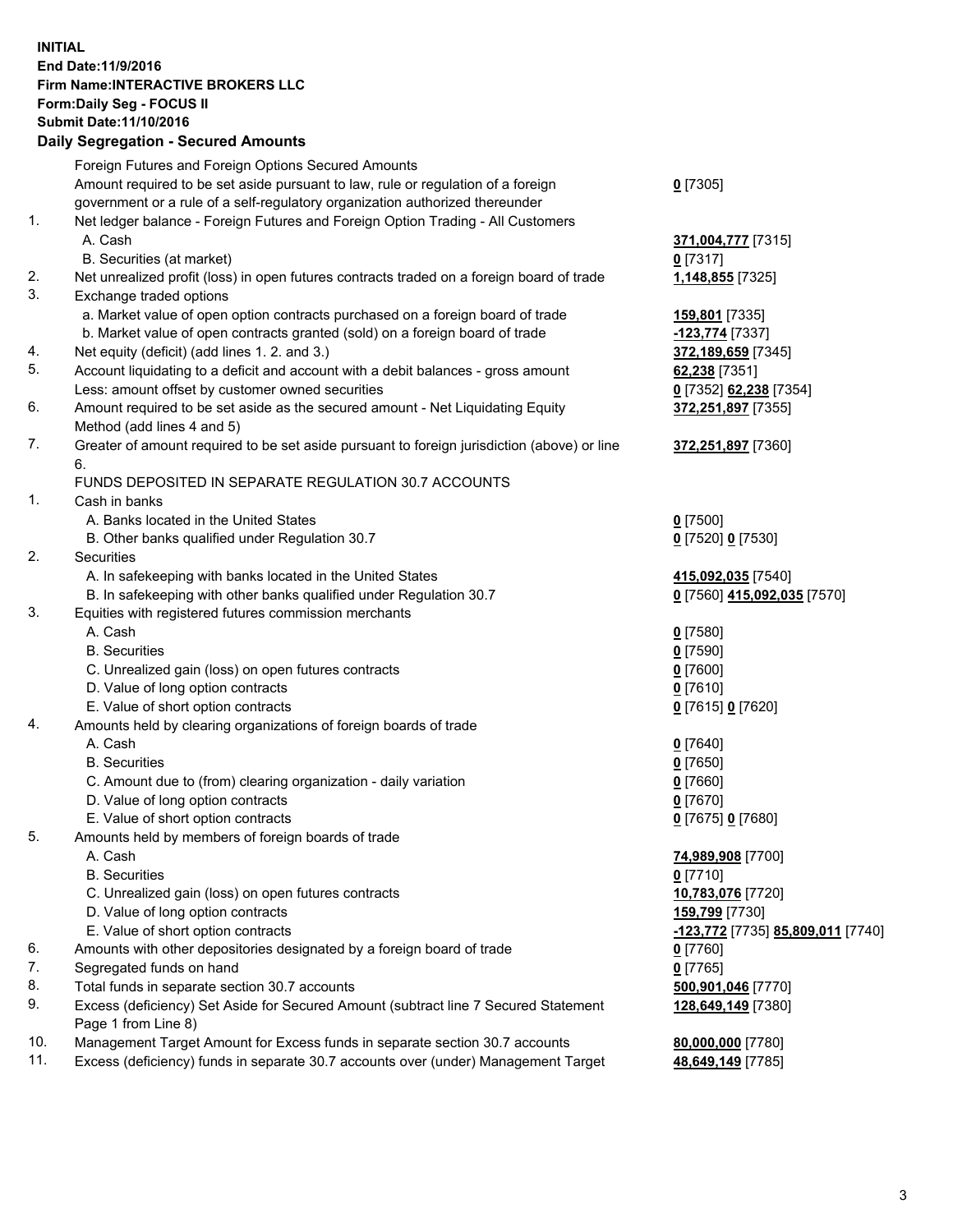**INITIAL**
**End Date:11/9/2016**
**Firm Name:INTERACTIVE BROKERS LLC**
**Form:Daily Seg - FOCUS II**
**Submit Date:11/10/2016**

## Daily Segregation - Secured Amounts

| | | |
|---|---|---|
| | Foreign Futures and Foreign Options Secured Amounts | |
| | Amount required to be set aside pursuant to law, rule or regulation of a foreign government or a rule of a self-regulatory organization authorized thereunder | **0** [7305] |
| 1. | Net ledger balance - Foreign Futures and Foreign Option Trading - All Customers | |
| | A. Cash | **371,004,777** [7315] |
| | B. Securities (at market) | **0** [7317] |
| 2. | Net unrealized profit (loss) in open futures contracts traded on a foreign board of trade | **1,148,855** [7325] |
| 3. | Exchange traded options | |
| | a. Market value of open option contracts purchased on a foreign board of trade | **159,801** [7335] |
| | b. Market value of open contracts granted (sold) on a foreign board of trade | **-123,774** [7337] |
| 4. | Net equity (deficit) (add lines 1. 2. and 3.) | **372,189,659** [7345] |
| 5. | Account liquidating to a deficit and account with a debit balances - gross amount | **62,238** [7351] |
| | Less: amount offset by customer owned securities | **0** [7352] **62,238** [7354] |
| 6. | Amount required to be set aside as the secured amount - Net Liquidating Equity Method (add lines 4 and 5) | **372,251,897** [7355] |
| 7. | Greater of amount required to be set aside pursuant to foreign jurisdiction (above) or line 6. | **372,251,897** [7360] |
| | FUNDS DEPOSITED IN SEPARATE REGULATION 30.7 ACCOUNTS | |
| 1. | Cash in banks | |
| | A. Banks located in the United States | **0** [7500] |
| | B. Other banks qualified under Regulation 30.7 | **0** [7520] **0** [7530] |
| 2. | Securities | |
| | A. In safekeeping with banks located in the United States | **415,092,035** [7540] |
| | B. In safekeeping with other banks qualified under Regulation 30.7 | **0** [7560] **415,092,035** [7570] |
| 3. | Equities with registered futures commission merchants | |
| | A. Cash | **0** [7580] |
| | B. Securities | **0** [7590] |
| | C. Unrealized gain (loss) on open futures contracts | **0** [7600] |
| | D. Value of long option contracts | **0** [7610] |
| | E. Value of short option contracts | **0** [7615] **0** [7620] |
| 4. | Amounts held by clearing organizations of foreign boards of trade | |
| | A. Cash | **0** [7640] |
| | B. Securities | **0** [7650] |
| | C. Amount due to (from) clearing organization - daily variation | **0** [7660] |
| | D. Value of long option contracts | **0** [7670] |
| | E. Value of short option contracts | **0** [7675] **0** [7680] |
| 5. | Amounts held by members of foreign boards of trade | |
| | A. Cash | **74,989,908** [7700] |
| | B. Securities | **0** [7710] |
| | C. Unrealized gain (loss) on open futures contracts | **10,783,076** [7720] |
| | D. Value of long option contracts | **159,799** [7730] |
| | E. Value of short option contracts | **-123,772** [7735] **85,809,011** [7740] |
| 6. | Amounts with other depositories designated by a foreign board of trade | **0** [7760] |
| 7. | Segregated funds on hand | **0** [7765] |
| 8. | Total funds in separate section 30.7 accounts | **500,901,046** [7770] |
| 9. | Excess (deficiency) Set Aside for Secured Amount (subtract line 7 Secured Statement Page 1 from Line 8) | **128,649,149** [7380] |
| 10. | Management Target Amount for Excess funds in separate section 30.7 accounts | **80,000,000** [7780] |
| 11. | Excess (deficiency) funds in separate 30.7 accounts over (under) Management Target | **48,649,149** [7785] |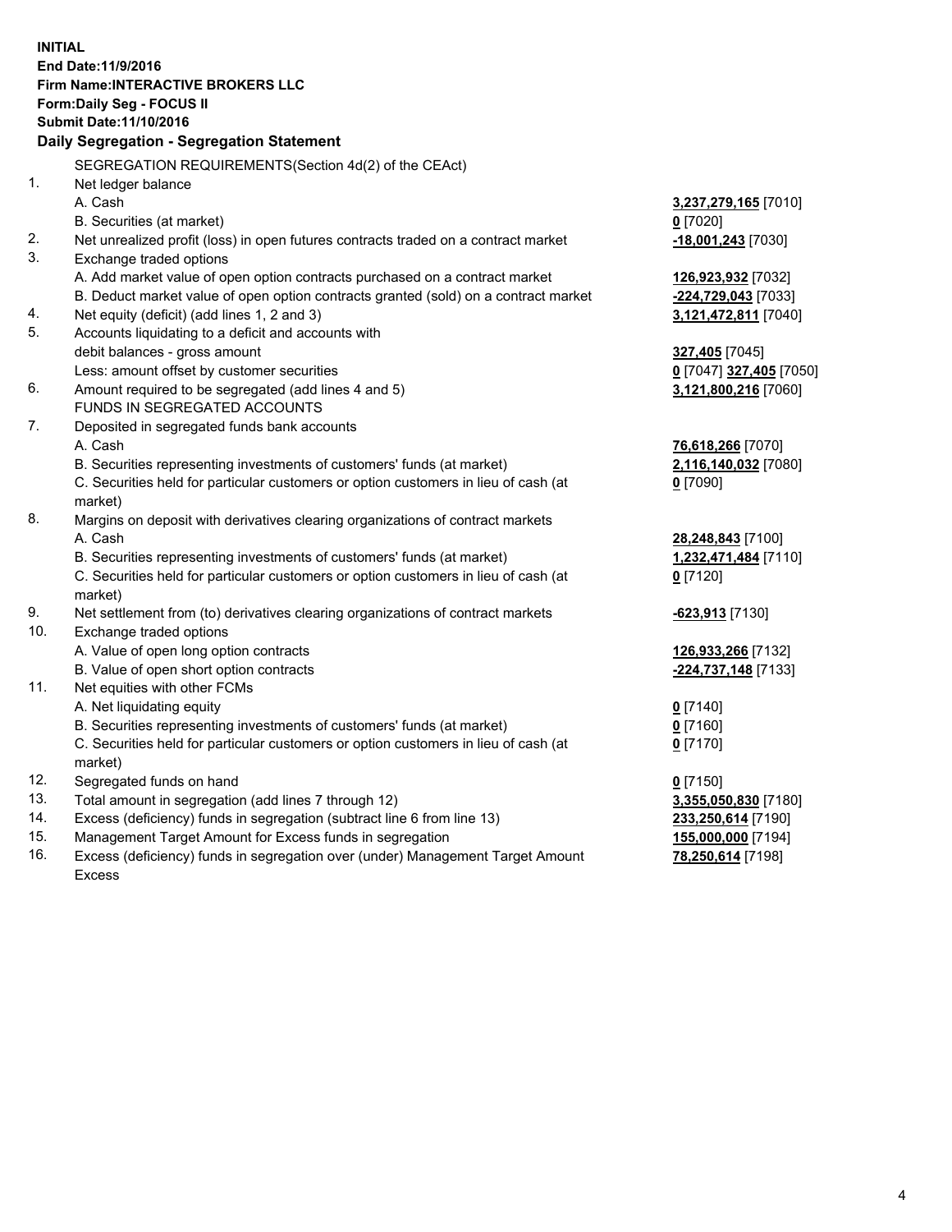**INITIAL**
**End Date:11/9/2016**
**Firm Name:INTERACTIVE BROKERS LLC**
**Form:Daily Seg - FOCUS II**
**Submit Date:11/10/2016**

## Daily Segregation - Segregation Statement

SEGREGATION REQUIREMENTS(Section 4d(2) of the CEAct)

| | | |
|---|---|---|
| 1. | Net ledger balance | |
| | A. Cash | **3,237,279,165** [7010] |
| | B. Securities (at market) | **0** [7020] |
| 2. | Net unrealized profit (loss) in open futures contracts traded on a contract market | **-18,001,243** [7030] |
| 3. | Exchange traded options | |
| | A. Add market value of open option contracts purchased on a contract market | **126,923,932** [7032] |
| | B. Deduct market value of open option contracts granted (sold) on a contract market | **-224,729,043** [7033] |
| 4. | Net equity (deficit) (add lines 1, 2 and 3) | **3,121,472,811** [7040] |
| 5. | Accounts liquidating to a deficit and accounts with | |
| | debit balances - gross amount | **327,405** [7045] |
| | Less: amount offset by customer securities | **0** [7047] **327,405** [7050] |
| 6. | Amount required to be segregated (add lines 4 and 5) | **3,121,800,216** [7060] |
| | FUNDS IN SEGREGATED ACCOUNTS | |
| 7. | Deposited in segregated funds bank accounts | |
| | A. Cash | **76,618,266** [7070] |
| | B. Securities representing investments of customers' funds (at market) | **2,116,140,032** [7080] |
| | C. Securities held for particular customers or option customers in lieu of cash (at market) | **0** [7090] |
| 8. | Margins on deposit with derivatives clearing organizations of contract markets | |
| | A. Cash | **28,248,843** [7100] |
| | B. Securities representing investments of customers' funds (at market) | **1,232,471,484** [7110] |
| | C. Securities held for particular customers or option customers in lieu of cash (at market) | **0** [7120] |
| 9. | Net settlement from (to) derivatives clearing organizations of contract markets | **-623,913** [7130] |
| 10. | Exchange traded options | |
| | A. Value of open long option contracts | **126,933,266** [7132] |
| | B. Value of open short option contracts | **-224,737,148** [7133] |
| 11. | Net equities with other FCMs | |
| | A. Net liquidating equity | **0** [7140] |
| | B. Securities representing investments of customers' funds (at market) | **0** [7160] |
| | C. Securities held for particular customers or option customers in lieu of cash (at market) | **0** [7170] |
| 12. | Segregated funds on hand | **0** [7150] |
| 13. | Total amount in segregation (add lines 7 through 12) | **3,355,050,830** [7180] |
| 14. | Excess (deficiency) funds in segregation (subtract line 6 from line 13) | **233,250,614** [7190] |
| 15. | Management Target Amount for Excess funds in segregation | **155,000,000** [7194] |
| 16. | Excess (deficiency) funds in segregation over (under) Management Target Amount Excess | **78,250,614** [7198] |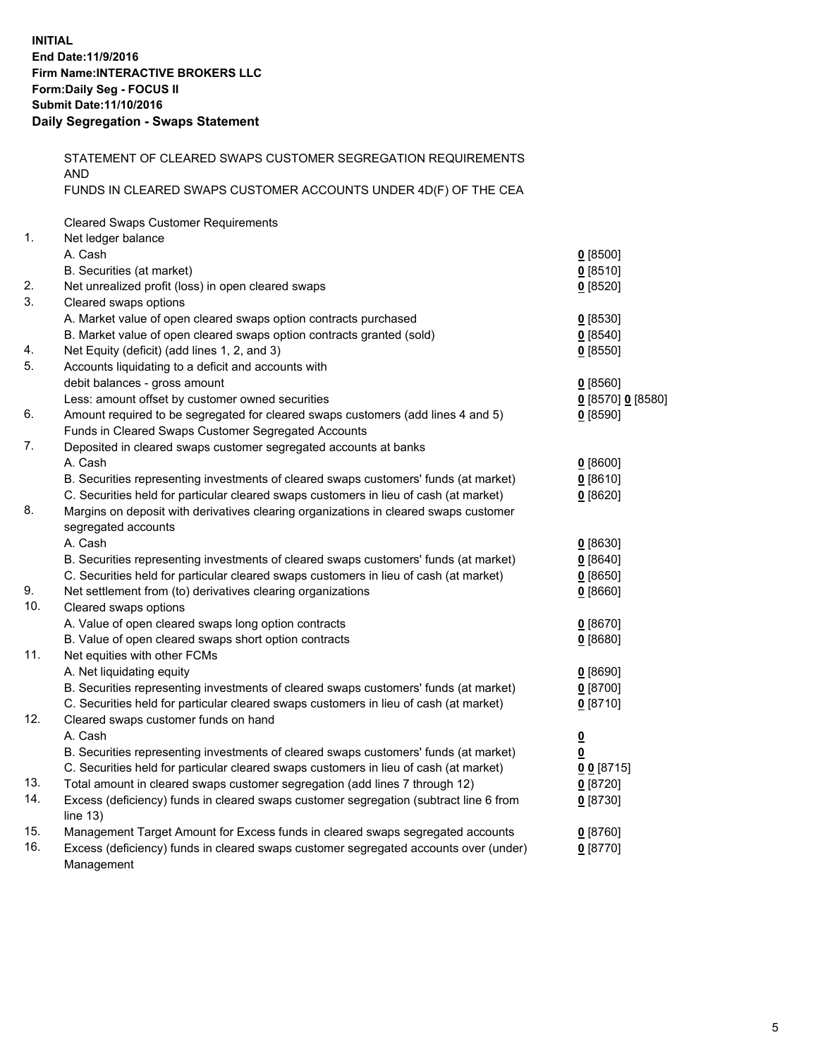**INITIAL**
**End Date:11/9/2016**
**Firm Name:INTERACTIVE BROKERS LLC**
**Form:Daily Seg - FOCUS II**
**Submit Date:11/10/2016**
**Daily Segregation - Swaps Statement**

STATEMENT OF CLEARED SWAPS CUSTOMER SEGREGATION REQUIREMENTS AND FUNDS IN CLEARED SWAPS CUSTOMER ACCOUNTS UNDER 4D(F) OF THE CEA

| | | |
|---|---|---|
| | Cleared Swaps Customer Requirements | |
| 1. | Net ledger balance | |
| | A. Cash | 0 [8500] |
| | B. Securities (at market) | 0 [8510] |
| 2. | Net unrealized profit (loss) in open cleared swaps | 0 [8520] |
| 3. | Cleared swaps options | |
| | A. Market value of open cleared swaps option contracts purchased | 0 [8530] |
| | B. Market value of open cleared swaps option contracts granted (sold) | 0 [8540] |
| 4. | Net Equity (deficit) (add lines 1, 2, and 3) | 0 [8550] |
| 5. | Accounts liquidating to a deficit and accounts with debit balances - gross amount | 0 [8560] |
| | Less: amount offset by customer owned securities | 0 [8570] 0 [8580] |
| 6. | Amount required to be segregated for cleared swaps customers (add lines 4 and 5) | 0 [8590] |
| | Funds in Cleared Swaps Customer Segregated Accounts | |
| 7. | Deposited in cleared swaps customer segregated accounts at banks | |
| | A. Cash | 0 [8600] |
| | B. Securities representing investments of cleared swaps customers' funds (at market) | 0 [8610] |
| | C. Securities held for particular cleared swaps customers in lieu of cash (at market) | 0 [8620] |
| 8. | Margins on deposit with derivatives clearing organizations in cleared swaps customer segregated accounts | |
| | A. Cash | 0 [8630] |
| | B. Securities representing investments of cleared swaps customers' funds (at market) | 0 [8640] |
| | C. Securities held for particular cleared swaps customers in lieu of cash (at market) | 0 [8650] |
| 9. | Net settlement from (to) derivatives clearing organizations | 0 [8660] |
| 10. | Cleared swaps options | |
| | A. Value of open cleared swaps long option contracts | 0 [8670] |
| | B. Value of open cleared swaps short option contracts | 0 [8680] |
| 11. | Net equities with other FCMs | |
| | A. Net liquidating equity | 0 [8690] |
| | B. Securities representing investments of cleared swaps customers' funds (at market) | 0 [8700] |
| | C. Securities held for particular cleared swaps customers in lieu of cash (at market) | 0 [8710] |
| 12. | Cleared swaps customer funds on hand | |
| | A. Cash | 0 |
| | B. Securities representing investments of cleared swaps customers' funds (at market) | 0 |
| | C. Securities held for particular cleared swaps customers in lieu of cash (at market) | 0 0 [8715] |
| 13. | Total amount in cleared swaps customer segregation (add lines 7 through 12) | 0 [8720] |
| 14. | Excess (deficiency) funds in cleared swaps customer segregation (subtract line 6 from line 13) | 0 [8730] |
| 15. | Management Target Amount for Excess funds in cleared swaps segregated accounts | 0 [8760] |
| 16. | Excess (deficiency) funds in cleared swaps customer segregated accounts over (under) Management | 0 [8770] |